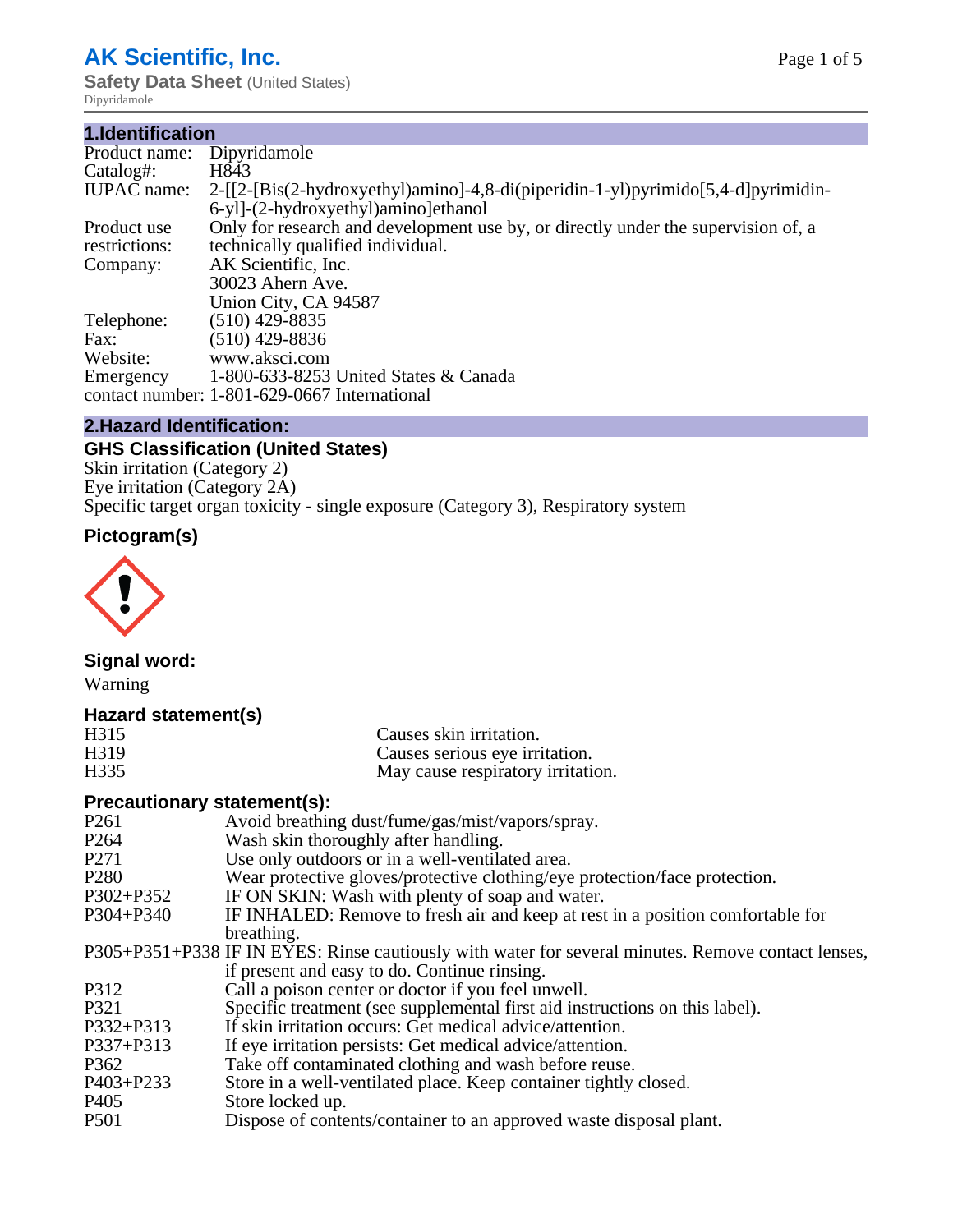# AK Scientific, Inc.

**Safety Data Sheet** (United States)

Dipyridamole

## 1.Identification

| | |
|---|---|
| Product name: | Dipyridamole |
| Catalog#: | H843 |
| IUPAC name: | 2-[[2-[Bis(2-hydroxyethyl)amino]-4,8-di(piperidin-1-yl)pyrimido[5,4-d]pyrimidin-6-yl]-(2-hydroxyethyl)amino]ethanol |
| Product use restrictions: | Only for research and development use by, or directly under the supervision of, a technically qualified individual. |
| Company: | AK Scientific, Inc.<br>30023 Ahern Ave.<br>Union City, CA 94587 |
| Telephone: | (510) 429-8835 |
| Fax: | (510) 429-8836 |
| Website: | www.aksci.com |
| Emergency contact number: | 1-800-633-8253 United States & Canada<br>1-801-629-0667 International |

## 2.Hazard Identification:

### GHS Classification (United States)

Skin irritation (Category 2)
Eye irritation (Category 2A)
Specific target organ toxicity - single exposure (Category 3), Respiratory system

### Pictogram(s)

### Signal word:

Warning

### Hazard statement(s)

| | |
|---|---|
| H315 | Causes skin irritation. |
| H319 | Causes serious eye irritation. |
| H335 | May cause respiratory irritation. |

### Precautionary statement(s):

| | |
|---|---|
| P261 | Avoid breathing dust/fume/gas/mist/vapors/spray. |
| P264 | Wash skin thoroughly after handling. |
| P271 | Use only outdoors or in a well-ventilated area. |
| P280 | Wear protective gloves/protective clothing/eye protection/face protection. |
| P302+P352 | IF ON SKIN: Wash with plenty of soap and water. |
| P304+P340 | IF INHALED: Remove to fresh air and keep at rest in a position comfortable for breathing. |
| P305+P351+P338 | IF IN EYES: Rinse cautiously with water for several minutes. Remove contact lenses, if present and easy to do. Continue rinsing. |
| P312 | Call a poison center or doctor if you feel unwell. |
| P321 | Specific treatment (see supplemental first aid instructions on this label). |
| P332+P313 | If skin irritation occurs: Get medical advice/attention. |
| P337+P313 | If eye irritation persists: Get medical advice/attention. |
| P362 | Take off contaminated clothing and wash before reuse. |
| P403+P233 | Store in a well-ventilated place. Keep container tightly closed. |
| P405 | Store locked up. |
| P501 | Dispose of contents/container to an approved waste disposal plant. |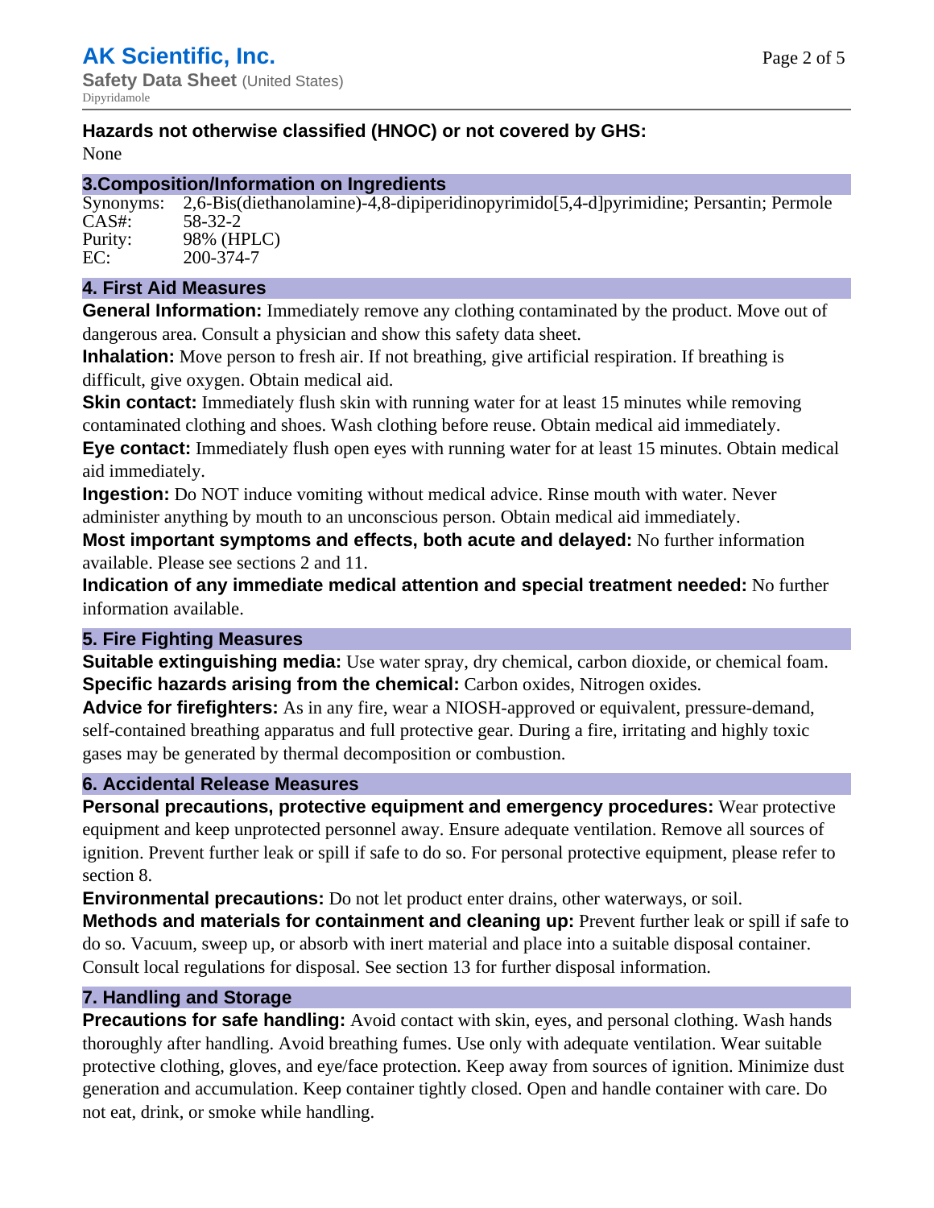**Hazards not otherwise classified (HNOC) or not covered by GHS:**
None

## 3.Composition/Information on Ingredients

Synonyms: 2,6-Bis(diethanolamine)-4,8-dipiperidinopyrimido[5,4-d]pyrimidine; Persantin; Permole
CAS#: 58-32-2
Purity: 98% (HPLC)
EC: 200-374-7

## 4. First Aid Measures

**General Information:** Immediately remove any clothing contaminated by the product. Move out of dangerous area. Consult a physician and show this safety data sheet.

**Inhalation:** Move person to fresh air. If not breathing, give artificial respiration. If breathing is difficult, give oxygen. Obtain medical aid.

**Skin contact:** Immediately flush skin with running water for at least 15 minutes while removing contaminated clothing and shoes. Wash clothing before reuse. Obtain medical aid immediately.

**Eye contact:** Immediately flush open eyes with running water for at least 15 minutes. Obtain medical aid immediately.

**Ingestion:** Do NOT induce vomiting without medical advice. Rinse mouth with water. Never administer anything by mouth to an unconscious person. Obtain medical aid immediately.

**Most important symptoms and effects, both acute and delayed:** No further information available. Please see sections 2 and 11.

**Indication of any immediate medical attention and special treatment needed:** No further information available.

## 5. Fire Fighting Measures

**Suitable extinguishing media:** Use water spray, dry chemical, carbon dioxide, or chemical foam.

**Specific hazards arising from the chemical:** Carbon oxides, Nitrogen oxides.

**Advice for firefighters:** As in any fire, wear a NIOSH-approved or equivalent, pressure-demand, self-contained breathing apparatus and full protective gear. During a fire, irritating and highly toxic gases may be generated by thermal decomposition or combustion.

## 6. Accidental Release Measures

**Personal precautions, protective equipment and emergency procedures:** Wear protective equipment and keep unprotected personnel away. Ensure adequate ventilation. Remove all sources of ignition. Prevent further leak or spill if safe to do so. For personal protective equipment, please refer to section 8.

**Environmental precautions:** Do not let product enter drains, other waterways, or soil.

**Methods and materials for containment and cleaning up:** Prevent further leak or spill if safe to do so. Vacuum, sweep up, or absorb with inert material and place into a suitable disposal container. Consult local regulations for disposal. See section 13 for further disposal information.

## 7. Handling and Storage

**Precautions for safe handling:** Avoid contact with skin, eyes, and personal clothing. Wash hands thoroughly after handling. Avoid breathing fumes. Use only with adequate ventilation. Wear suitable protective clothing, gloves, and eye/face protection. Keep away from sources of ignition. Minimize dust generation and accumulation. Keep container tightly closed. Open and handle container with care. Do not eat, drink, or smoke while handling.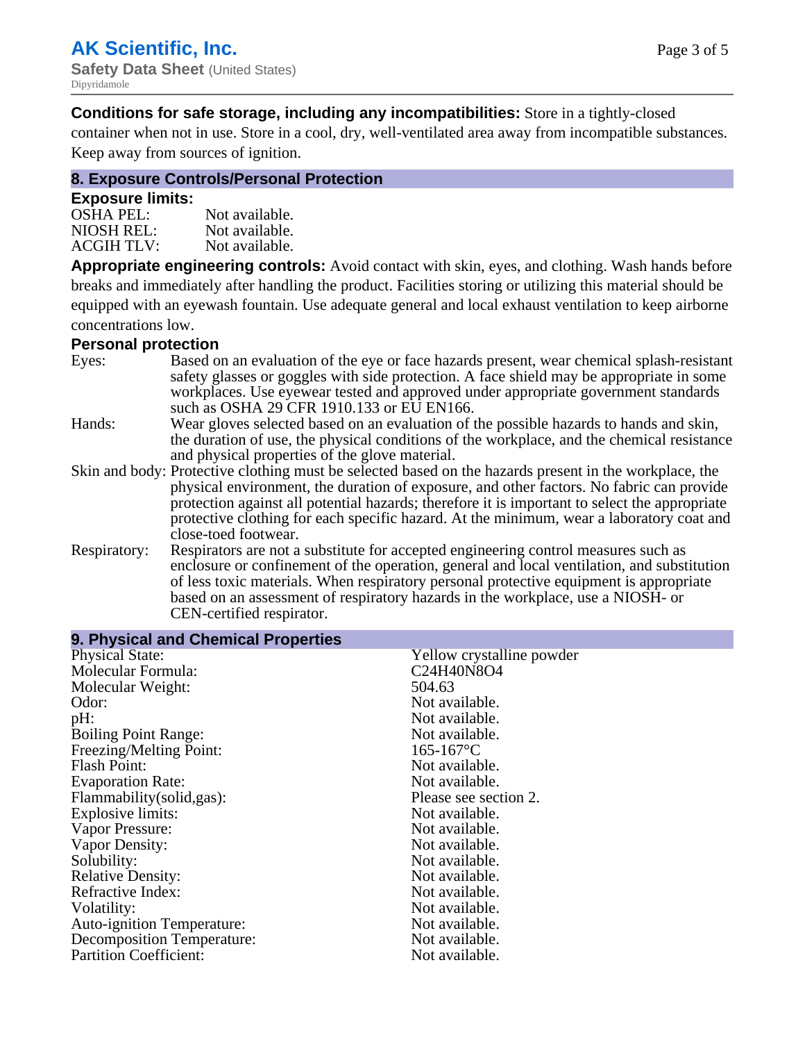**Conditions for safe storage, including any incompatibilities:** Store in a tightly-closed container when not in use. Store in a cool, dry, well-ventilated area away from incompatible substances. Keep away from sources of ignition.

## 8. Exposure Controls/Personal Protection

### Exposure limits:

| | |
|---|---|
| OSHA PEL: | Not available. |
| NIOSH REL: | Not available. |
| ACGIH TLV: | Not available. |

**Appropriate engineering controls:** Avoid contact with skin, eyes, and clothing. Wash hands before breaks and immediately after handling the product. Facilities storing or utilizing this material should be equipped with an eyewash fountain. Use adequate general and local exhaust ventilation to keep airborne concentrations low.

### Personal protection

| | |
|---|---|
| Eyes: | Based on an evaluation of the eye or face hazards present, wear chemical splash-resistant safety glasses or goggles with side protection. A face shield may be appropriate in some workplaces. Use eyewear tested and approved under appropriate government standards such as OSHA 29 CFR 1910.133 or EU EN166. |
| Hands: | Wear gloves selected based on an evaluation of the possible hazards to hands and skin, the duration of use, the physical conditions of the workplace, and the chemical resistance and physical properties of the glove material. |
| Skin and body: | Protective clothing must be selected based on the hazards present in the workplace, the physical environment, the duration of exposure, and other factors. No fabric can provide protection against all potential hazards; therefore it is important to select the appropriate protective clothing for each specific hazard. At the minimum, wear a laboratory coat and close-toed footwear. |
| Respiratory: | Respirators are not a substitute for accepted engineering control measures such as enclosure or confinement of the operation, general and local ventilation, and substitution of less toxic materials. When respiratory personal protective equipment is appropriate based on an assessment of respiratory hazards in the workplace, use a NIOSH- or CEN-certified respirator. |

## 9. Physical and Chemical Properties

| | |
|---|---|
| Physical State: | Yellow crystalline powder |
| Molecular Formula: | $C_{24}H_{40}N_8O_4$ |
| Molecular Weight: | 504.63 |
| Odor: | Not available. |
| pH: | Not available. |
| Boiling Point Range: | Not available. |
| Freezing/Melting Point: | 165-167°C |
| Flash Point: | Not available. |
| Evaporation Rate: | Not available. |
| Flammability(solid,gas): | Please see section 2. |
| Explosive limits: | Not available. |
| Vapor Pressure: | Not available. |
| Vapor Density: | Not available. |
| Solubility: | Not available. |
| Relative Density: | Not available. |
| Refractive Index: | Not available. |
| Volatility: | Not available. |
| Auto-ignition Temperature: | Not available. |
| Decomposition Temperature: | Not available. |
| Partition Coefficient: | Not available. |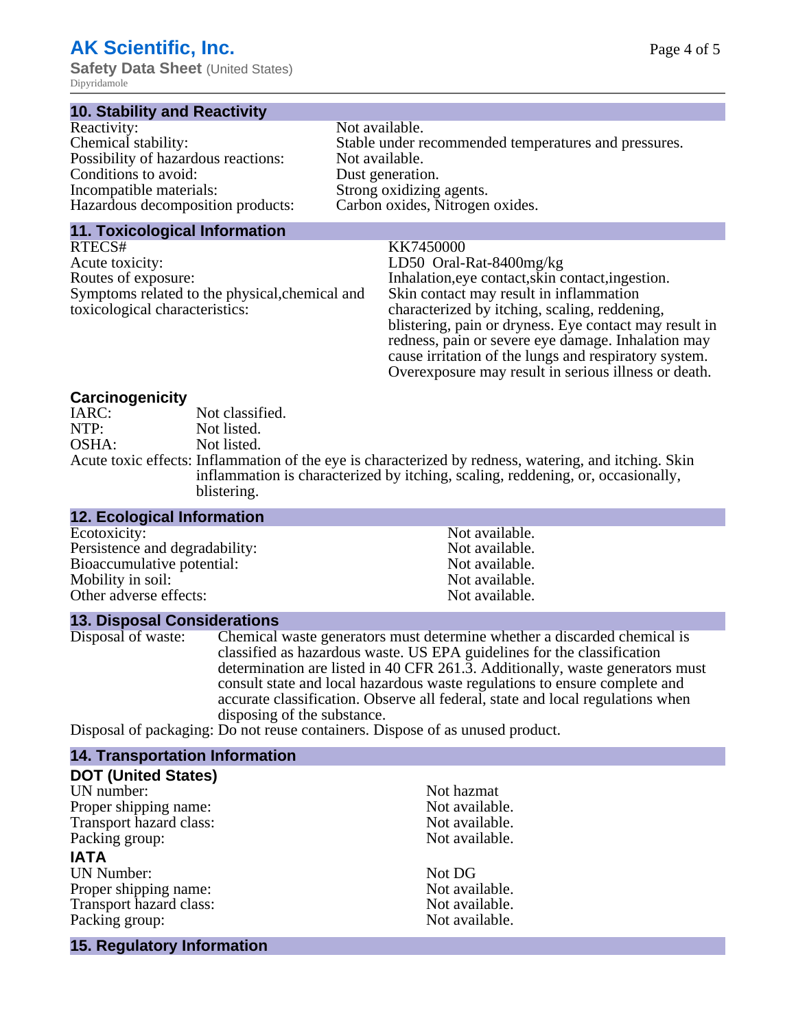## 10. Stability and Reactivity

| | |
|---|---|
| Reactivity: | Not available. |
| Chemical stability: | Stable under recommended temperatures and pressures. |
| Possibility of hazardous reactions: | Not available. |
| Conditions to avoid: | Dust generation. |
| Incompatible materials: | Strong oxidizing agents. |
| Hazardous decomposition products: | Carbon oxides, Nitrogen oxides. |

## 11. Toxicological Information

| | |
|---|---|
| RTECS# | KK7450000 |
| Acute toxicity: | LD50 Oral-Rat-8400mg/kg |
| Routes of exposure: | Inhalation,eye contact,skin contact,ingestion. |
| Symptoms related to the physical,chemical and toxicological characteristics: | Skin contact may result in inflammation characterized by itching, scaling, reddening, blistering, pain or dryness. Eye contact may result in redness, pain or severe eye damage. Inhalation may cause irritation of the lungs and respiratory system. Overexposure may result in serious illness or death. |

### Carcinogenicity

| | |
|---|---|
| IARC: | Not classified. |
| NTP: | Not listed. |
| OSHA: | Not listed. |
| Acute toxic effects: | Inflammation of the eye is characterized by redness, watering, and itching. Skin inflammation is characterized by itching, scaling, reddening, or, occasionally, blistering. |

## 12. Ecological Information

| | |
|---|---|
| Ecotoxicity: | Not available. |
| Persistence and degradability: | Not available. |
| Bioaccumulative potential: | Not available. |
| Mobility in soil: | Not available. |
| Other adverse effects: | Not available. |

## 13. Disposal Considerations

Disposal of waste: Chemical waste generators must determine whether a discarded chemical is classified as hazardous waste. US EPA guidelines for the classification determination are listed in 40 CFR 261.3. Additionally, waste generators must consult state and local hazardous waste regulations to ensure complete and accurate classification. Observe all federal, state and local regulations when disposing of the substance.

Disposal of packaging: Do not reuse containers. Dispose of as unused product.

## 14. Transportation Information

### DOT (United States)

| | |
|---|---|
| UN number: | Not hazmat |
| Proper shipping name: | Not available. |
| Transport hazard class: | Not available. |
| Packing group: | Not available. |

### IATA

| | |
|---|---|
| UN Number: | Not DG |
| Proper shipping name: | Not available. |
| Transport hazard class: | Not available. |
| Packing group: | Not available. |

## 15. Regulatory Information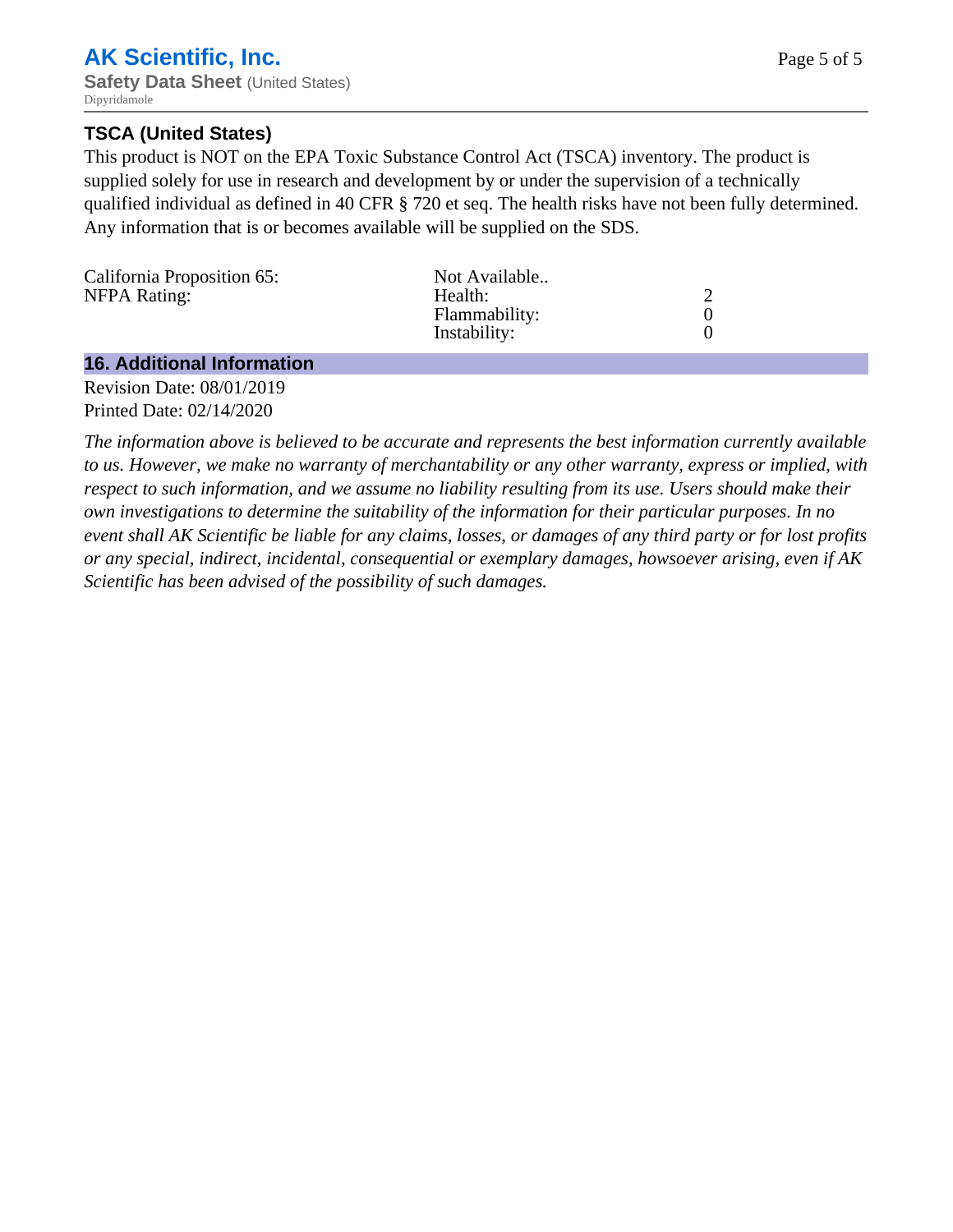### TSCA (United States)

This product is NOT on the EPA Toxic Substance Control Act (TSCA) inventory. The product is supplied solely for use in research and development by or under the supervision of a technically qualified individual as defined in 40 CFR § 720 et seq. The health risks have not been fully determined. Any information that is or becomes available will be supplied on the SDS.

| | | |
|---|---|---|
| California Proposition 65: | Not Available.. | |
| NFPA Rating: | Health: | 2 |
| | Flammability: | 0 |
| | Instability: | 0 |

## 16. Additional Information

Revision Date: 08/01/2019
Printed Date: 02/14/2020

*The information above is believed to be accurate and represents the best information currently available to us. However, we make no warranty of merchantability or any other warranty, express or implied, with respect to such information, and we assume no liability resulting from its use. Users should make their own investigations to determine the suitability of the information for their particular purposes. In no event shall AK Scientific be liable for any claims, losses, or damages of any third party or for lost profits or any special, indirect, incidental, consequential or exemplary damages, howsoever arising, even if AK Scientific has been advised of the possibility of such damages.*